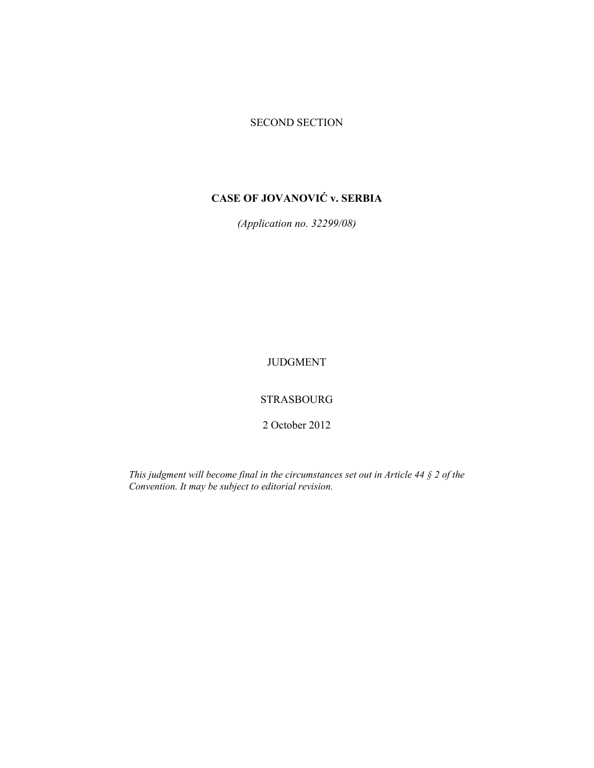SECOND SECTION

# CASE OF JOVANOVIĆ v. SERBIA

*(Application no. 32299/08)*

JUDGMENT

STRASBOURG

2 October 2012

*This judgment will become final in the circumstances set out in Article 44 § 2 of the Convention. It may be subject to editorial revision.*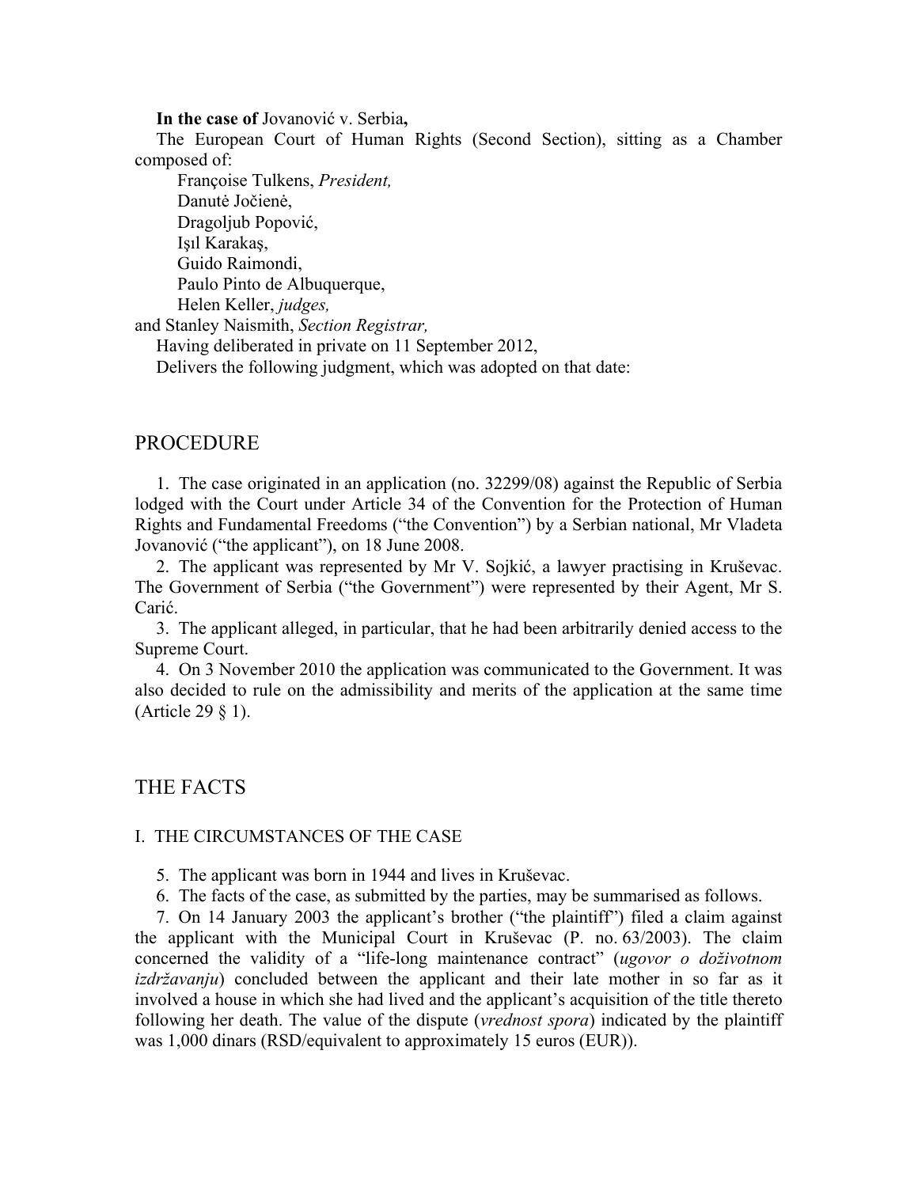**In the case of** Jovanović v. Serbia**,**

The European Court of Human Rights (Second Section), sitting as a Chamber composed of:

Françoise Tulkens, *President,*
Danutė Jočienė,
Dragoljub Popović,
Işıl Karakaş,
Guido Raimondi,
Paulo Pinto de Albuquerque,
Helen Keller, *judges,*
and Stanley Naismith, *Section Registrar,*

Having deliberated in private on 11 September 2012,

Delivers the following judgment, which was adopted on that date:

## PROCEDURE

1. The case originated in an application (no. 32299/08) against the Republic of Serbia lodged with the Court under Article 34 of the Convention for the Protection of Human Rights and Fundamental Freedoms ("the Convention") by a Serbian national, Mr Vladeta Jovanović ("the applicant"), on 18 June 2008.

2. The applicant was represented by Mr V. Sojkić, a lawyer practising in Kruševac. The Government of Serbia ("the Government") were represented by their Agent, Mr S. Carić.

3. The applicant alleged, in particular, that he had been arbitrarily denied access to the Supreme Court.

4. On 3 November 2010 the application was communicated to the Government. It was also decided to rule on the admissibility and merits of the application at the same time (Article 29 § 1).

## THE FACTS

### I. THE CIRCUMSTANCES OF THE CASE

5. The applicant was born in 1944 and lives in Kruševac.

6. The facts of the case, as submitted by the parties, may be summarised as follows.

7. On 14 January 2003 the applicant's brother ("the plaintiff") filed a claim against the applicant with the Municipal Court in Kruševac (P. no. 63/2003). The claim concerned the validity of a "life-long maintenance contract" (*ugovor o doživotnom izdržavanju*) concluded between the applicant and their late mother in so far as it involved a house in which she had lived and the applicant's acquisition of the title thereto following her death. The value of the dispute (*vrednost spora*) indicated by the plaintiff was 1,000 dinars (RSD/equivalent to approximately 15 euros (EUR)).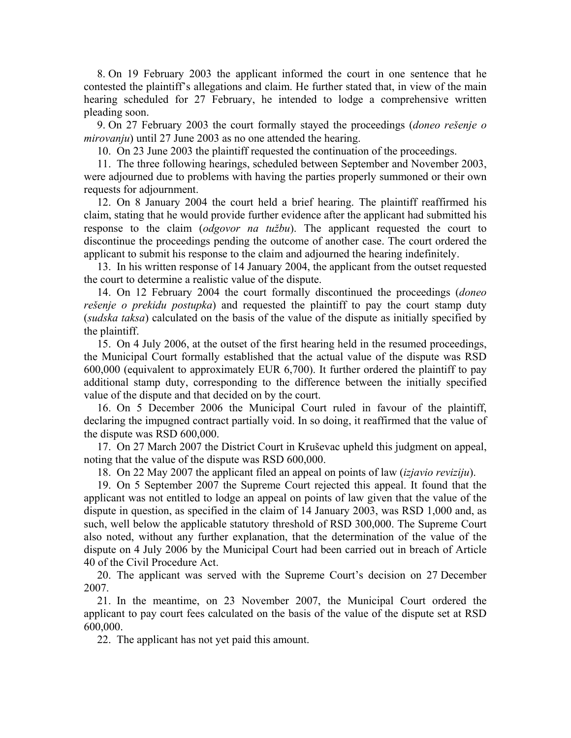8. On 19 February 2003 the applicant informed the court in one sentence that he contested the plaintiff's allegations and claim. He further stated that, in view of the main hearing scheduled for 27 February, he intended to lodge a comprehensive written pleading soon.

9. On 27 February 2003 the court formally stayed the proceedings (*doneo rešenje o mirovanju*) until 27 June 2003 as no one attended the hearing.

10. On 23 June 2003 the plaintiff requested the continuation of the proceedings.

11. The three following hearings, scheduled between September and November 2003, were adjourned due to problems with having the parties properly summoned or their own requests for adjournment.

12. On 8 January 2004 the court held a brief hearing. The plaintiff reaffirmed his claim, stating that he would provide further evidence after the applicant had submitted his response to the claim (*odgovor na tužbu*). The applicant requested the court to discontinue the proceedings pending the outcome of another case. The court ordered the applicant to submit his response to the claim and adjourned the hearing indefinitely.

13. In his written response of 14 January 2004, the applicant from the outset requested the court to determine a realistic value of the dispute.

14. On 12 February 2004 the court formally discontinued the proceedings (*doneo rešenje o prekidu postupka*) and requested the plaintiff to pay the court stamp duty (*sudska taksa*) calculated on the basis of the value of the dispute as initially specified by the plaintiff.

15. On 4 July 2006, at the outset of the first hearing held in the resumed proceedings, the Municipal Court formally established that the actual value of the dispute was RSD 600,000 (equivalent to approximately EUR 6,700). It further ordered the plaintiff to pay additional stamp duty, corresponding to the difference between the initially specified value of the dispute and that decided on by the court.

16. On 5 December 2006 the Municipal Court ruled in favour of the plaintiff, declaring the impugned contract partially void. In so doing, it reaffirmed that the value of the dispute was RSD 600,000.

17. On 27 March 2007 the District Court in Kruševac upheld this judgment on appeal, noting that the value of the dispute was RSD 600,000.

18. On 22 May 2007 the applicant filed an appeal on points of law (*izjavio reviziju*).

19. On 5 September 2007 the Supreme Court rejected this appeal. It found that the applicant was not entitled to lodge an appeal on points of law given that the value of the dispute in question, as specified in the claim of 14 January 2003, was RSD 1,000 and, as such, well below the applicable statutory threshold of RSD 300,000. The Supreme Court also noted, without any further explanation, that the determination of the value of the dispute on 4 July 2006 by the Municipal Court had been carried out in breach of Article 40 of the Civil Procedure Act.

20. The applicant was served with the Supreme Court's decision on 27 December 2007.

21. In the meantime, on 23 November 2007, the Municipal Court ordered the applicant to pay court fees calculated on the basis of the value of the dispute set at RSD 600,000.

22. The applicant has not yet paid this amount.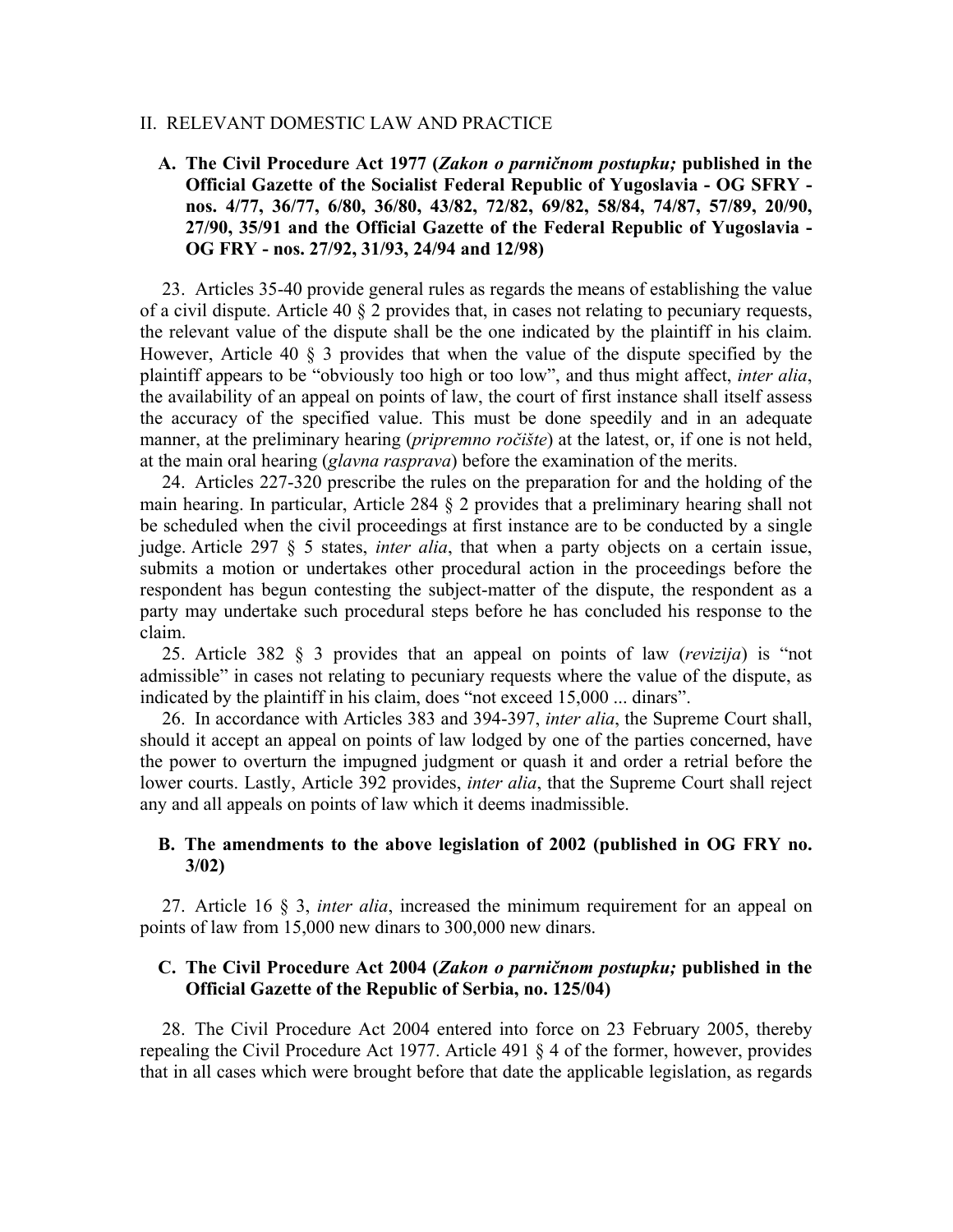## II. RELEVANT DOMESTIC LAW AND PRACTICE

### A. The Civil Procedure Act 1977 (*Zakon o parničnom postupku;* published in the Official Gazette of the Socialist Federal Republic of Yugoslavia - OG SFRY - nos. 4/77, 36/77, 6/80, 36/80, 43/82, 72/82, 69/82, 58/84, 74/87, 57/89, 20/90, 27/90, 35/91 and the Official Gazette of the Federal Republic of Yugoslavia - OG FRY - nos. 27/92, 31/93, 24/94 and 12/98)

23. Articles 35-40 provide general rules as regards the means of establishing the value of a civil dispute. Article 40 § 2 provides that, in cases not relating to pecuniary requests, the relevant value of the dispute shall be the one indicated by the plaintiff in his claim. However, Article 40 § 3 provides that when the value of the dispute specified by the plaintiff appears to be "obviously too high or too low", and thus might affect, *inter alia*, the availability of an appeal on points of law, the court of first instance shall itself assess the accuracy of the specified value. This must be done speedily and in an adequate manner, at the preliminary hearing (*pripremno ročište*) at the latest, or, if one is not held, at the main oral hearing (*glavna rasprava*) before the examination of the merits.

24. Articles 227-320 prescribe the rules on the preparation for and the holding of the main hearing. In particular, Article 284 § 2 provides that a preliminary hearing shall not be scheduled when the civil proceedings at first instance are to be conducted by a single judge. Article 297 § 5 states, *inter alia*, that when a party objects on a certain issue, submits a motion or undertakes other procedural action in the proceedings before the respondent has begun contesting the subject-matter of the dispute, the respondent as a party may undertake such procedural steps before he has concluded his response to the claim.

25. Article 382 § 3 provides that an appeal on points of law (*revizija*) is "not admissible" in cases not relating to pecuniary requests where the value of the dispute, as indicated by the plaintiff in his claim, does "not exceed 15,000 ... dinars".

26. In accordance with Articles 383 and 394-397, *inter alia*, the Supreme Court shall, should it accept an appeal on points of law lodged by one of the parties concerned, have the power to overturn the impugned judgment or quash it and order a retrial before the lower courts. Lastly, Article 392 provides, *inter alia*, that the Supreme Court shall reject any and all appeals on points of law which it deems inadmissible.

### B. The amendments to the above legislation of 2002 (published in OG FRY no. 3/02)

27. Article 16 § 3, *inter alia*, increased the minimum requirement for an appeal on points of law from 15,000 new dinars to 300,000 new dinars.

### C. The Civil Procedure Act 2004 (*Zakon o parničnom postupku;* published in the Official Gazette of the Republic of Serbia, no. 125/04)

28. The Civil Procedure Act 2004 entered into force on 23 February 2005, thereby repealing the Civil Procedure Act 1977. Article 491 § 4 of the former, however, provides that in all cases which were brought before that date the applicable legislation, as regards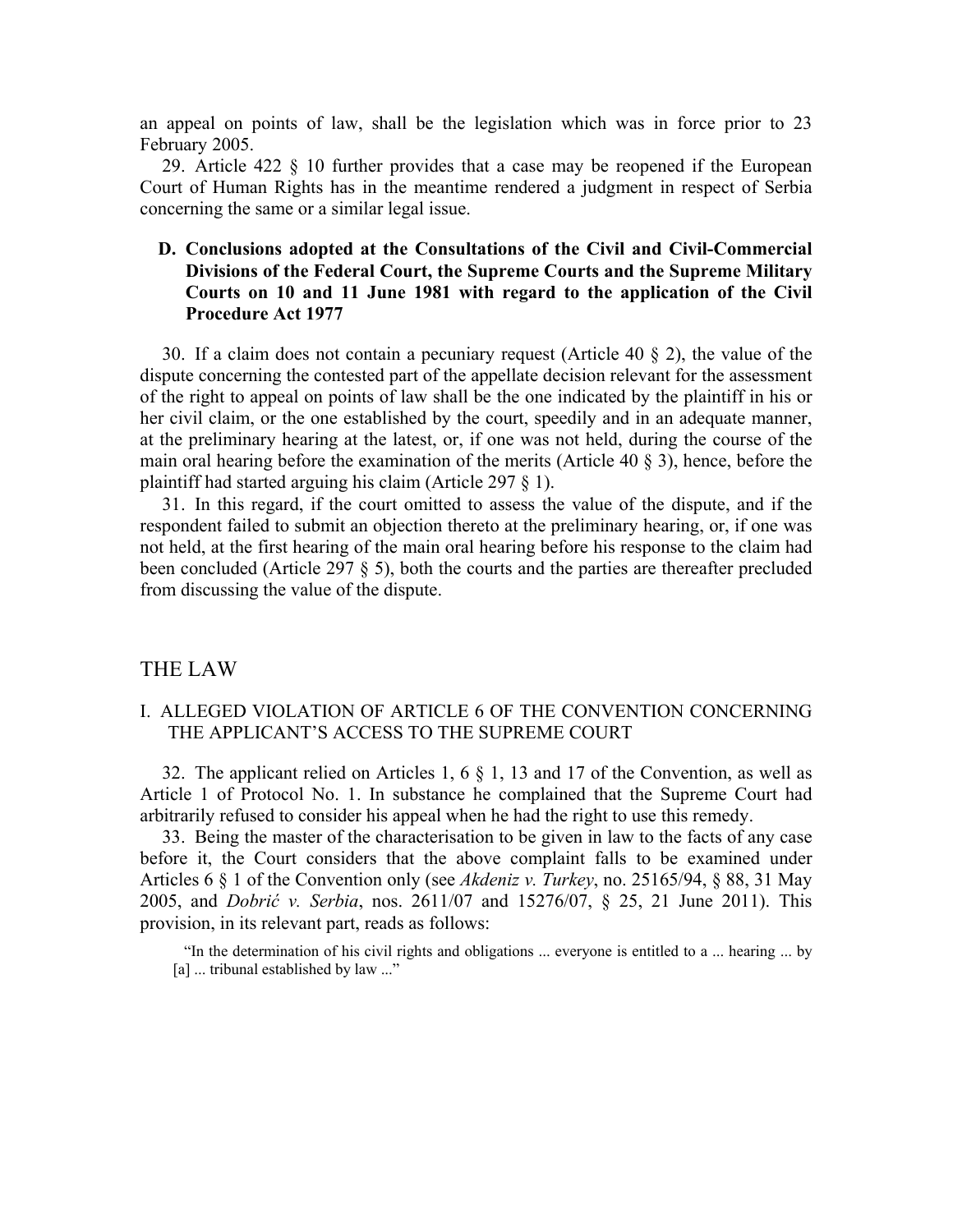an appeal on points of law, shall be the legislation which was in force prior to 23 February 2005.

29. Article 422 § 10 further provides that a case may be reopened if the European Court of Human Rights has in the meantime rendered a judgment in respect of Serbia concerning the same or a similar legal issue.

### D. Conclusions adopted at the Consultations of the Civil and Civil-Commercial Divisions of the Federal Court, the Supreme Courts and the Supreme Military Courts on 10 and 11 June 1981 with regard to the application of the Civil Procedure Act 1977

30. If a claim does not contain a pecuniary request (Article 40 § 2), the value of the dispute concerning the contested part of the appellate decision relevant for the assessment of the right to appeal on points of law shall be the one indicated by the plaintiff in his or her civil claim, or the one established by the court, speedily and in an adequate manner, at the preliminary hearing at the latest, or, if one was not held, during the course of the main oral hearing before the examination of the merits (Article 40 § 3), hence, before the plaintiff had started arguing his claim (Article 297 § 1).

31. In this regard, if the court omitted to assess the value of the dispute, and if the respondent failed to submit an objection thereto at the preliminary hearing, or, if one was not held, at the first hearing of the main oral hearing before his response to the claim had been concluded (Article 297 § 5), both the courts and the parties are thereafter precluded from discussing the value of the dispute.

# THE LAW

## I. ALLEGED VIOLATION OF ARTICLE 6 OF THE CONVENTION CONCERNING THE APPLICANT'S ACCESS TO THE SUPREME COURT

32. The applicant relied on Articles 1, 6 § 1, 13 and 17 of the Convention, as well as Article 1 of Protocol No. 1. In substance he complained that the Supreme Court had arbitrarily refused to consider his appeal when he had the right to use this remedy.

33. Being the master of the characterisation to be given in law to the facts of any case before it, the Court considers that the above complaint falls to be examined under Articles 6 § 1 of the Convention only (see *Akdeniz v. Turkey*, no. 25165/94, § 88, 31 May 2005, and *Dobrić v. Serbia*, nos. 2611/07 and 15276/07, § 25, 21 June 2011). This provision, in its relevant part, reads as follows:

> "In the determination of his civil rights and obligations ... everyone is entitled to a ... hearing ... by [a] ... tribunal established by law ..."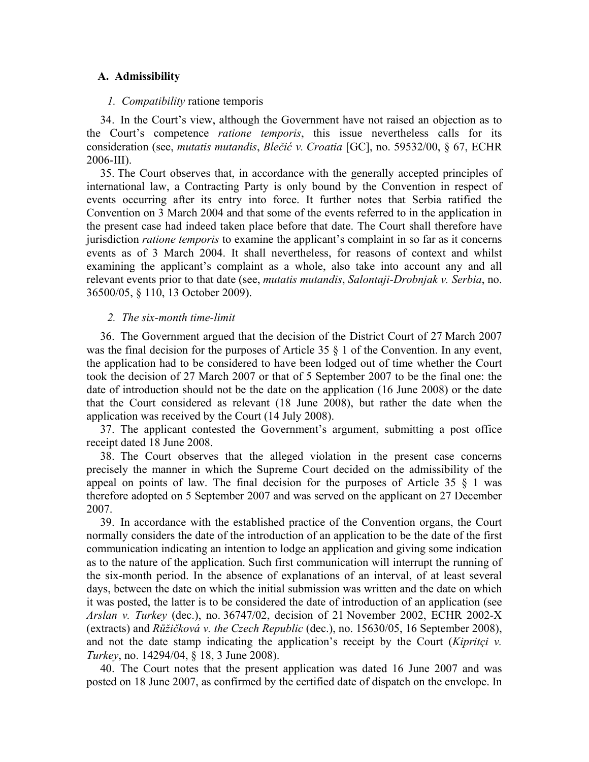### A. Admissibility

#### *1. Compatibility* ratione temporis

34. In the Court's view, although the Government have not raised an objection as to the Court's competence *ratione temporis*, this issue nevertheless calls for its consideration (see, *mutatis mutandis*, *Blečić v. Croatia* [GC], no. 59532/00, § 67, ECHR 2006-III).

35. The Court observes that, in accordance with the generally accepted principles of international law, a Contracting Party is only bound by the Convention in respect of events occurring after its entry into force. It further notes that Serbia ratified the Convention on 3 March 2004 and that some of the events referred to in the application in the present case had indeed taken place before that date. The Court shall therefore have jurisdiction *ratione temporis* to examine the applicant's complaint in so far as it concerns events as of 3 March 2004. It shall nevertheless, for reasons of context and whilst examining the applicant's complaint as a whole, also take into account any and all relevant events prior to that date (see, *mutatis mutandis*, *Salontaji-Drobnjak v. Serbia*, no. 36500/05, § 110, 13 October 2009).

#### *2. The six-month time-limit*

36. The Government argued that the decision of the District Court of 27 March 2007 was the final decision for the purposes of Article 35 § 1 of the Convention. In any event, the application had to be considered to have been lodged out of time whether the Court took the decision of 27 March 2007 or that of 5 September 2007 to be the final one: the date of introduction should not be the date on the application (16 June 2008) or the date that the Court considered as relevant (18 June 2008), but rather the date when the application was received by the Court (14 July 2008).

37. The applicant contested the Government's argument, submitting a post office receipt dated 18 June 2008.

38. The Court observes that the alleged violation in the present case concerns precisely the manner in which the Supreme Court decided on the admissibility of the appeal on points of law. The final decision for the purposes of Article 35 § 1 was therefore adopted on 5 September 2007 and was served on the applicant on 27 December 2007.

39. In accordance with the established practice of the Convention organs, the Court normally considers the date of the introduction of an application to be the date of the first communication indicating an intention to lodge an application and giving some indication as to the nature of the application. Such first communication will interrupt the running of the six-month period. In the absence of explanations of an interval, of at least several days, between the date on which the initial submission was written and the date on which it was posted, the latter is to be considered the date of introduction of an application (see *Arslan v. Turkey* (dec.), no. 36747/02, decision of 21 November 2002, ECHR 2002-X (extracts) and *Růžičková v. the Czech Republic* (dec.), no. 15630/05, 16 September 2008), and not the date stamp indicating the application's receipt by the Court (*Kipritçi v. Turkey*, no. 14294/04, § 18, 3 June 2008).

40. The Court notes that the present application was dated 16 June 2007 and was posted on 18 June 2007, as confirmed by the certified date of dispatch on the envelope. In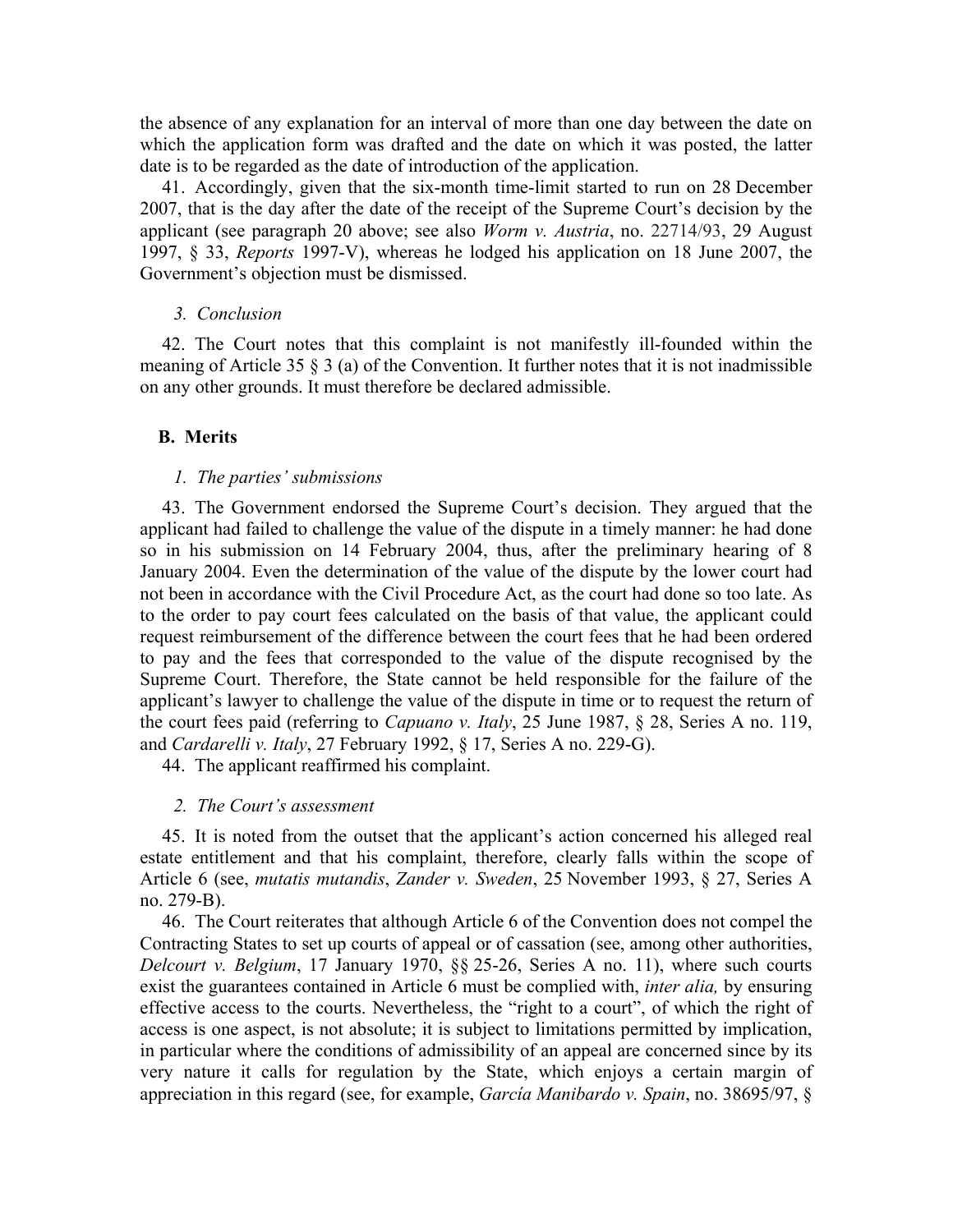the absence of any explanation for an interval of more than one day between the date on which the application form was drafted and the date on which it was posted, the latter date is to be regarded as the date of introduction of the application.

41. Accordingly, given that the six-month time-limit started to run on 28 December 2007, that is the day after the date of the receipt of the Supreme Court's decision by the applicant (see paragraph 20 above; see also *Worm v. Austria*, no. 22714/93, 29 August 1997, § 33, *Reports* 1997-V), whereas he lodged his application on 18 June 2007, the Government's objection must be dismissed.

### *3. Conclusion*

42. The Court notes that this complaint is not manifestly ill-founded within the meaning of Article 35 § 3 (a) of the Convention. It further notes that it is not inadmissible on any other grounds. It must therefore be declared admissible.

## B. Merits

### *1. The parties' submissions*

43. The Government endorsed the Supreme Court's decision. They argued that the applicant had failed to challenge the value of the dispute in a timely manner: he had done so in his submission on 14 February 2004, thus, after the preliminary hearing of 8 January 2004. Even the determination of the value of the dispute by the lower court had not been in accordance with the Civil Procedure Act, as the court had done so too late. As to the order to pay court fees calculated on the basis of that value, the applicant could request reimbursement of the difference between the court fees that he had been ordered to pay and the fees that corresponded to the value of the dispute recognised by the Supreme Court. Therefore, the State cannot be held responsible for the failure of the applicant's lawyer to challenge the value of the dispute in time or to request the return of the court fees paid (referring to *Capuano v. Italy*, 25 June 1987, § 28, Series A no. 119, and *Cardarelli v. Italy*, 27 February 1992, § 17, Series A no. 229-G).

44. The applicant reaffirmed his complaint.

### *2. The Court's assessment*

45. It is noted from the outset that the applicant's action concerned his alleged real estate entitlement and that his complaint, therefore, clearly falls within the scope of Article 6 (see, *mutatis mutandis*, *Zander v. Sweden*, 25 November 1993, § 27, Series A no. 279-B).

46. The Court reiterates that although Article 6 of the Convention does not compel the Contracting States to set up courts of appeal or of cassation (see, among other authorities, *Delcourt v. Belgium*, 17 January 1970, §§ 25-26, Series A no. 11), where such courts exist the guarantees contained in Article 6 must be complied with, *inter alia,* by ensuring effective access to the courts. Nevertheless, the "right to a court", of which the right of access is one aspect, is not absolute; it is subject to limitations permitted by implication, in particular where the conditions of admissibility of an appeal are concerned since by its very nature it calls for regulation by the State, which enjoys a certain margin of appreciation in this regard (see, for example, *García Manibardo v. Spain*, no. 38695/97, §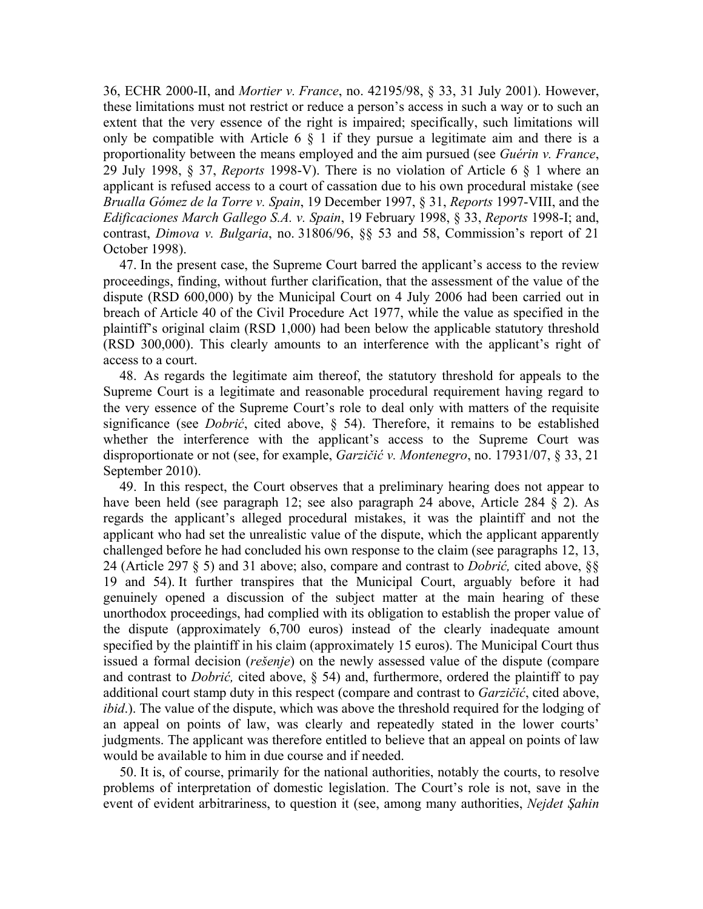36, ECHR 2000-II, and *Mortier v. France*, no. 42195/98, § 33, 31 July 2001). However, these limitations must not restrict or reduce a person's access in such a way or to such an extent that the very essence of the right is impaired; specifically, such limitations will only be compatible with Article 6 § 1 if they pursue a legitimate aim and there is a proportionality between the means employed and the aim pursued (see *Guérin v. France*, 29 July 1998, § 37, *Reports* 1998-V). There is no violation of Article 6 § 1 where an applicant is refused access to a court of cassation due to his own procedural mistake (see *Brualla Gómez de la Torre v. Spain*, 19 December 1997, § 31, *Reports* 1997-VIII, and the *Edificaciones March Gallego S.A. v. Spain*, 19 February 1998, § 33, *Reports* 1998-I; and, contrast, *Dimova v. Bulgaria*, no. 31806/96, §§ 53 and 58, Commission's report of 21 October 1998).

47. In the present case, the Supreme Court barred the applicant's access to the review proceedings, finding, without further clarification, that the assessment of the value of the dispute (RSD 600,000) by the Municipal Court on 4 July 2006 had been carried out in breach of Article 40 of the Civil Procedure Act 1977, while the value as specified in the plaintiff's original claim (RSD 1,000) had been below the applicable statutory threshold (RSD 300,000). This clearly amounts to an interference with the applicant's right of access to a court.

48. As regards the legitimate aim thereof, the statutory threshold for appeals to the Supreme Court is a legitimate and reasonable procedural requirement having regard to the very essence of the Supreme Court's role to deal only with matters of the requisite significance (see *Dobrić*, cited above, § 54). Therefore, it remains to be established whether the interference with the applicant's access to the Supreme Court was disproportionate or not (see, for example, *Garzičić v. Montenegro*, no. 17931/07, § 33, 21 September 2010).

49. In this respect, the Court observes that a preliminary hearing does not appear to have been held (see paragraph 12; see also paragraph 24 above, Article 284 § 2). As regards the applicant's alleged procedural mistakes, it was the plaintiff and not the applicant who had set the unrealistic value of the dispute, which the applicant apparently challenged before he had concluded his own response to the claim (see paragraphs 12, 13, 24 (Article 297 § 5) and 31 above; also, compare and contrast to *Dobrić,* cited above, §§ 19 and 54). It further transpires that the Municipal Court, arguably before it had genuinely opened a discussion of the subject matter at the main hearing of these unorthodox proceedings, had complied with its obligation to establish the proper value of the dispute (approximately 6,700 euros) instead of the clearly inadequate amount specified by the plaintiff in his claim (approximately 15 euros). The Municipal Court thus issued a formal decision (*rešenje*) on the newly assessed value of the dispute (compare and contrast to *Dobrić,* cited above, § 54) and, furthermore, ordered the plaintiff to pay additional court stamp duty in this respect (compare and contrast to *Garzičić*, cited above, *ibid*.). The value of the dispute, which was above the threshold required for the lodging of an appeal on points of law, was clearly and repeatedly stated in the lower courts' judgments. The applicant was therefore entitled to believe that an appeal on points of law would be available to him in due course and if needed.

50. It is, of course, primarily for the national authorities, notably the courts, to resolve problems of interpretation of domestic legislation. The Court's role is not, save in the event of evident arbitrariness, to question it (see, among many authorities, *Nejdet Şahin*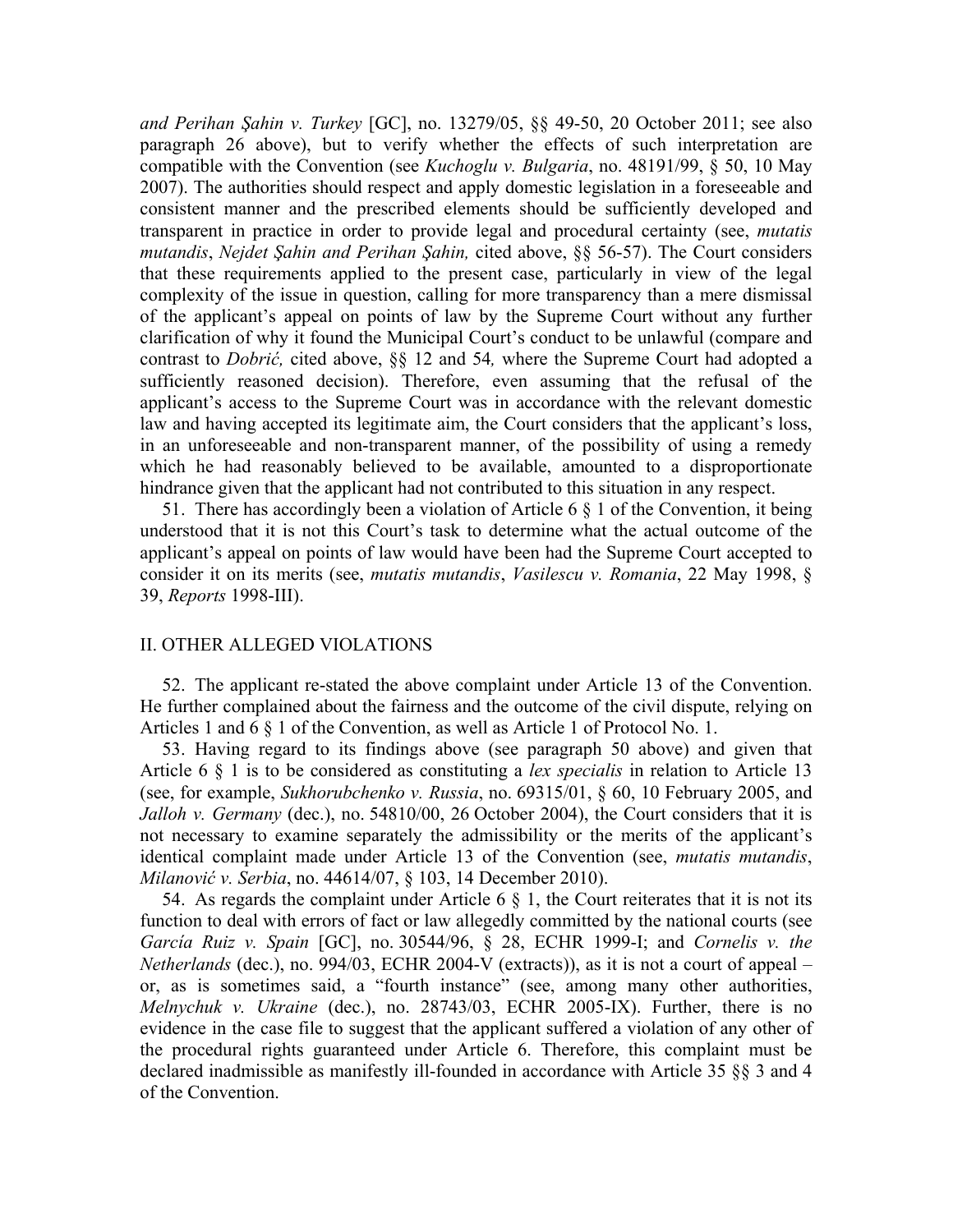*and Perihan Şahin v. Turkey* [GC], no. 13279/05, §§ 49-50, 20 October 2011; see also paragraph 26 above), but to verify whether the effects of such interpretation are compatible with the Convention (see *Kuchoglu v. Bulgaria*, no. 48191/99, § 50, 10 May 2007). The authorities should respect and apply domestic legislation in a foreseeable and consistent manner and the prescribed elements should be sufficiently developed and transparent in practice in order to provide legal and procedural certainty (see, *mutatis mutandis*, *Nejdet Şahin and Perihan Şahin,* cited above, §§ 56-57). The Court considers that these requirements applied to the present case, particularly in view of the legal complexity of the issue in question, calling for more transparency than a mere dismissal of the applicant's appeal on points of law by the Supreme Court without any further clarification of why it found the Municipal Court's conduct to be unlawful (compare and contrast to *Dobrić,* cited above, §§ 12 and 54*,* where the Supreme Court had adopted a sufficiently reasoned decision). Therefore, even assuming that the refusal of the applicant's access to the Supreme Court was in accordance with the relevant domestic law and having accepted its legitimate aim, the Court considers that the applicant's loss, in an unforeseeable and non-transparent manner, of the possibility of using a remedy which he had reasonably believed to be available, amounted to a disproportionate hindrance given that the applicant had not contributed to this situation in any respect.

51. There has accordingly been a violation of Article 6 § 1 of the Convention, it being understood that it is not this Court's task to determine what the actual outcome of the applicant's appeal on points of law would have been had the Supreme Court accepted to consider it on its merits (see, *mutatis mutandis*, *Vasilescu v. Romania*, 22 May 1998, § 39, *Reports* 1998-III).

## II. OTHER ALLEGED VIOLATIONS

52. The applicant re-stated the above complaint under Article 13 of the Convention. He further complained about the fairness and the outcome of the civil dispute, relying on Articles 1 and 6 § 1 of the Convention, as well as Article 1 of Protocol No. 1.

53. Having regard to its findings above (see paragraph 50 above) and given that Article 6 § 1 is to be considered as constituting a *lex specialis* in relation to Article 13 (see, for example, *Sukhorubchenko v. Russia*, no. 69315/01, § 60, 10 February 2005, and *Jalloh v. Germany* (dec.), no. 54810/00, 26 October 2004), the Court considers that it is not necessary to examine separately the admissibility or the merits of the applicant's identical complaint made under Article 13 of the Convention (see, *mutatis mutandis*, *Milanović v. Serbia*, no. 44614/07, § 103, 14 December 2010).

54. As regards the complaint under Article 6 § 1, the Court reiterates that it is not its function to deal with errors of fact or law allegedly committed by the national courts (see *García Ruiz v. Spain* [GC], no. 30544/96, § 28, ECHR 1999-I; and *Cornelis v. the Netherlands* (dec.), no. 994/03, ECHR 2004-V (extracts)), as it is not a court of appeal – or, as is sometimes said, a "fourth instance" (see, among many other authorities, *Melnychuk v. Ukraine* (dec.), no. 28743/03, ECHR 2005-IX). Further, there is no evidence in the case file to suggest that the applicant suffered a violation of any other of the procedural rights guaranteed under Article 6. Therefore, this complaint must be declared inadmissible as manifestly ill-founded in accordance with Article 35 §§ 3 and 4 of the Convention.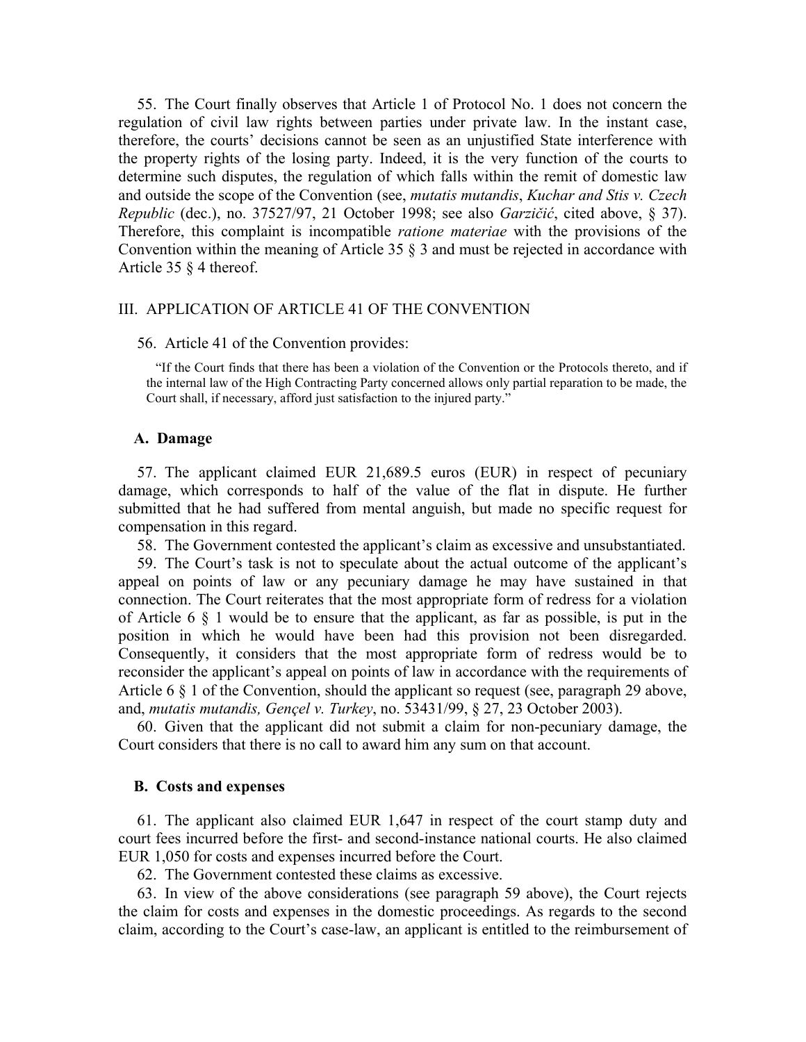55. The Court finally observes that Article 1 of Protocol No. 1 does not concern the regulation of civil law rights between parties under private law. In the instant case, therefore, the courts' decisions cannot be seen as an unjustified State interference with the property rights of the losing party. Indeed, it is the very function of the courts to determine such disputes, the regulation of which falls within the remit of domestic law and outside the scope of the Convention (see, *mutatis mutandis*, *Kuchar and Stis v. Czech Republic* (dec.), no. 37527/97, 21 October 1998; see also *Garzičić*, cited above, § 37). Therefore, this complaint is incompatible *ratione materiae* with the provisions of the Convention within the meaning of Article 35 § 3 and must be rejected in accordance with Article 35 § 4 thereof.

## III. APPLICATION OF ARTICLE 41 OF THE CONVENTION

56. Article 41 of the Convention provides:

> "If the Court finds that there has been a violation of the Convention or the Protocols thereto, and if the internal law of the High Contracting Party concerned allows only partial reparation to be made, the Court shall, if necessary, afford just satisfaction to the injured party."

### A. Damage

57. The applicant claimed EUR 21,689.5 euros (EUR) in respect of pecuniary damage, which corresponds to half of the value of the flat in dispute. He further submitted that he had suffered from mental anguish, but made no specific request for compensation in this regard.

58. The Government contested the applicant's claim as excessive and unsubstantiated.

59. The Court's task is not to speculate about the actual outcome of the applicant's appeal on points of law or any pecuniary damage he may have sustained in that connection. The Court reiterates that the most appropriate form of redress for a violation of Article 6 § 1 would be to ensure that the applicant, as far as possible, is put in the position in which he would have been had this provision not been disregarded. Consequently, it considers that the most appropriate form of redress would be to reconsider the applicant's appeal on points of law in accordance with the requirements of Article 6 § 1 of the Convention, should the applicant so request (see, paragraph 29 above, and, *mutatis mutandis, Gençel v. Turkey*, no. 53431/99, § 27, 23 October 2003).

60. Given that the applicant did not submit a claim for non-pecuniary damage, the Court considers that there is no call to award him any sum on that account.

### B. Costs and expenses

61. The applicant also claimed EUR 1,647 in respect of the court stamp duty and court fees incurred before the first- and second-instance national courts. He also claimed EUR 1,050 for costs and expenses incurred before the Court.

62. The Government contested these claims as excessive.

63. In view of the above considerations (see paragraph 59 above), the Court rejects the claim for costs and expenses in the domestic proceedings. As regards to the second claim, according to the Court's case-law, an applicant is entitled to the reimbursement of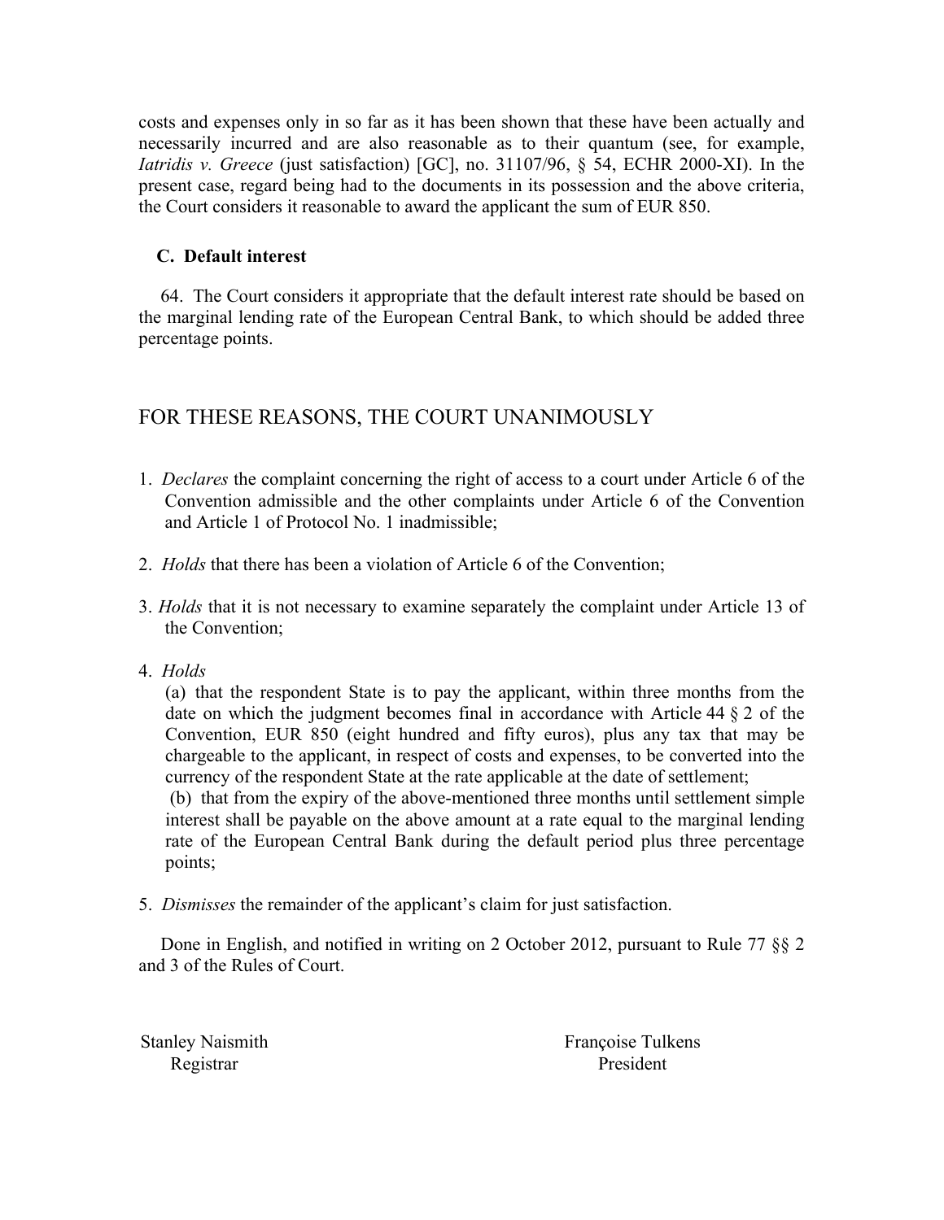costs and expenses only in so far as it has been shown that these have been actually and necessarily incurred and are also reasonable as to their quantum (see, for example, *Iatridis v. Greece* (just satisfaction) [GC], no. 31107/96, § 54, ECHR 2000-XI). In the present case, regard being had to the documents in its possession and the above criteria, the Court considers it reasonable to award the applicant the sum of EUR 850.

### C. Default interest

64. The Court considers it appropriate that the default interest rate should be based on the marginal lending rate of the European Central Bank, to which should be added three percentage points.

## FOR THESE REASONS, THE COURT UNANIMOUSLY

1. *Declares* the complaint concerning the right of access to a court under Article 6 of the Convention admissible and the other complaints under Article 6 of the Convention and Article 1 of Protocol No. 1 inadmissible;

2. *Holds* that there has been a violation of Article 6 of the Convention;

3. *Holds* that it is not necessary to examine separately the complaint under Article 13 of the Convention;

4. *Holds*

   (a) that the respondent State is to pay the applicant, within three months from the date on which the judgment becomes final in accordance with Article 44 § 2 of the Convention, EUR 850 (eight hundred and fifty euros), plus any tax that may be chargeable to the applicant, in respect of costs and expenses, to be converted into the currency of the respondent State at the rate applicable at the date of settlement;

   (b) that from the expiry of the above-mentioned three months until settlement simple interest shall be payable on the above amount at a rate equal to the marginal lending rate of the European Central Bank during the default period plus three percentage points;

5. *Dismisses* the remainder of the applicant's claim for just satisfaction.

Done in English, and notified in writing on 2 October 2012, pursuant to Rule 77 §§ 2 and 3 of the Rules of Court.

Stanley Naismith
Registrar

Françoise Tulkens
President